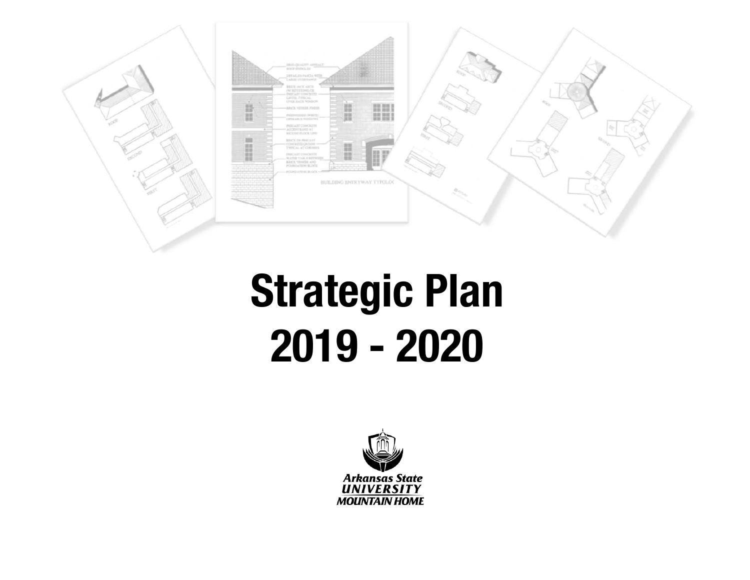# Strategic Plan
# 2019 - 2020

Arkansas State
UNIVERSITY
MOUNTAIN HOME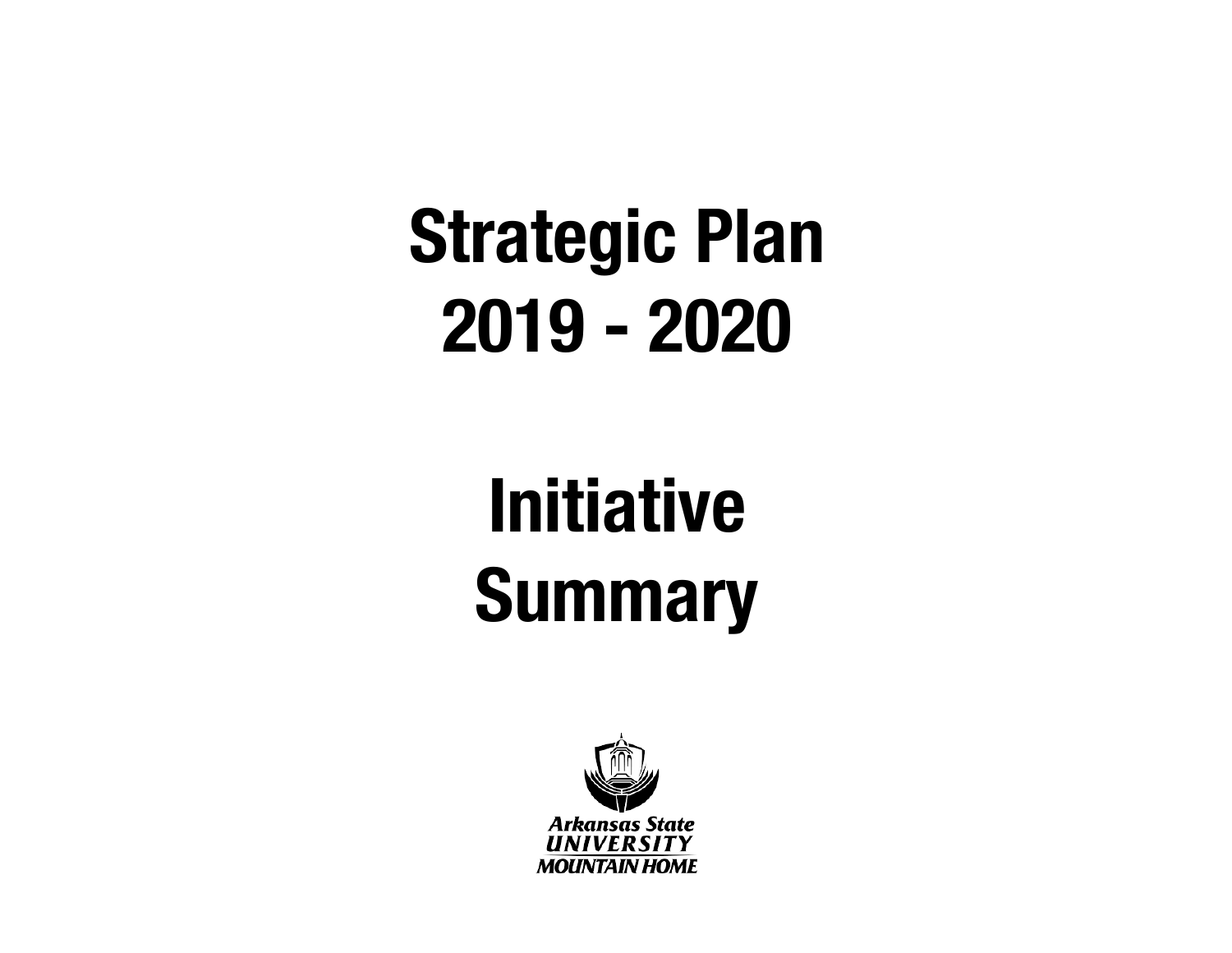# Strategic Plan 2019 - 2020

# Initiative Summary

Arkansas State UNIVERSITY MOUNTAIN HOME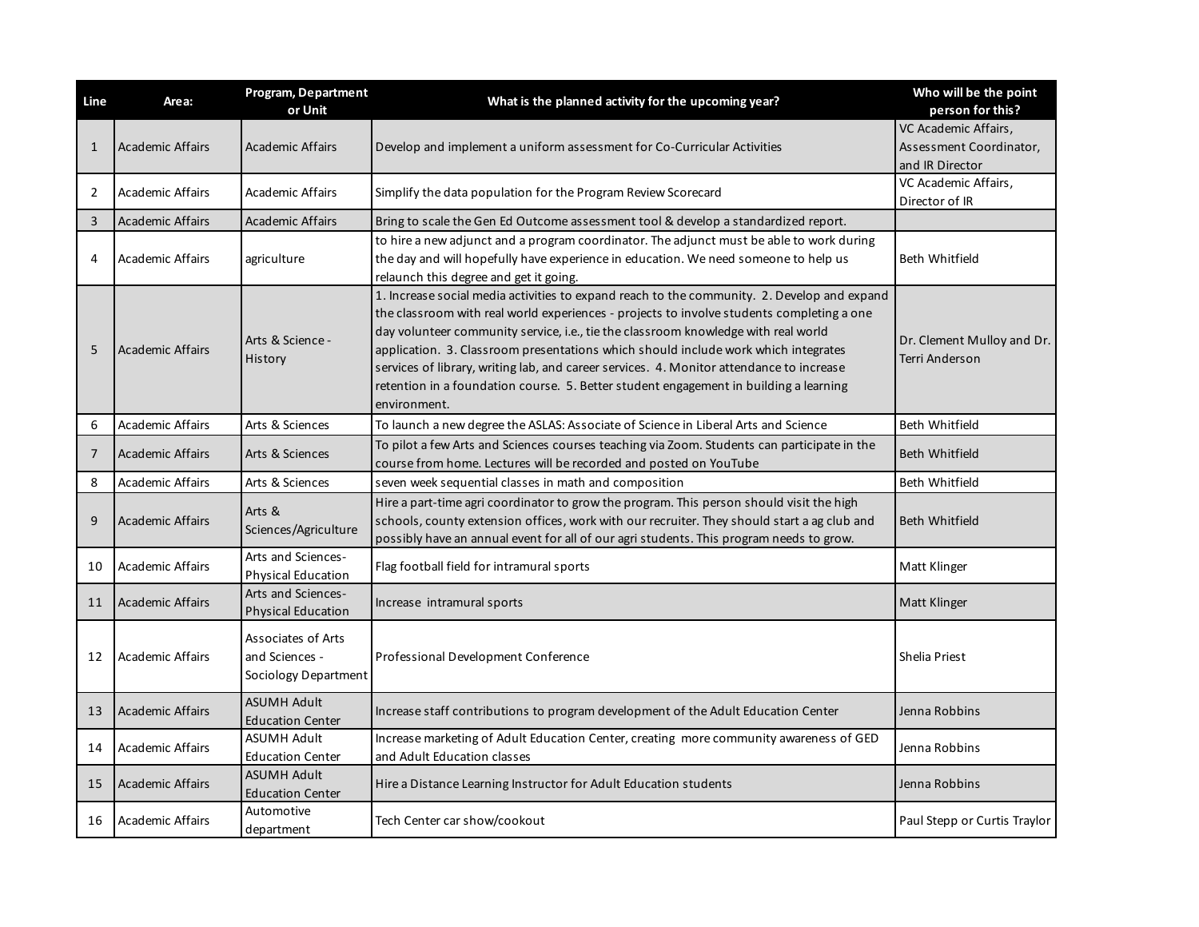| Line | Area: | Program, Department or Unit | What is the planned activity for the upcoming year? | Who will be the point person for this? |
|---|---|---|---|---|
| 1 | Academic Affairs | Academic Affairs | Develop and implement a uniform assessment for Co-Curricular Activities | VC Academic Affairs, Assessment Coordinator, and IR Director |
| 2 | Academic Affairs | Academic Affairs | Simplify the data population for the Program Review Scorecard | VC Academic Affairs, Director of IR |
| 3 | Academic Affairs | Academic Affairs | Bring to scale the Gen Ed Outcome assessment tool & develop a standardized report. | |
| 4 | Academic Affairs | agriculture | to hire a new adjunct and a program coordinator. The adjunct must be able to work during the day and will hopefully have experience in education. We need someone to help us relaunch this degree and get it going. | Beth Whitfield |
| 5 | Academic Affairs | Arts & Science - History | 1. Increase social media activities to expand reach to the community. 2. Develop and expand the classroom with real world experiences - projects to involve students completing a one day volunteer community service, i.e., tie the classroom knowledge with real world application. 3. Classroom presentations which should include work which integrates services of library, writing lab, and career services. 4. Monitor attendance to increase retention in a foundation course. 5. Better student engagement in building a learning environment. | Dr. Clement Mulloy and Dr. Terri Anderson |
| 6 | Academic Affairs | Arts & Sciences | To launch a new degree the ASLAS: Associate of Science in Liberal Arts and Science | Beth Whitfield |
| 7 | Academic Affairs | Arts & Sciences | To pilot a few Arts and Sciences courses teaching via Zoom. Students can participate in the course from home. Lectures will be recorded and posted on YouTube | Beth Whitfield |
| 8 | Academic Affairs | Arts & Sciences | seven week sequential classes in math and composition | Beth Whitfield |
| 9 | Academic Affairs | Arts & Sciences/Agriculture | Hire a part-time agri coordinator to grow the program. This person should visit the high schools, county extension offices, work with our recruiter. They should start a ag club and possibly have an annual event for all of our agri students. This program needs to grow. | Beth Whitfield |
| 10 | Academic Affairs | Arts and Sciences-Physical Education | Flag football field for intramural sports | Matt Klinger |
| 11 | Academic Affairs | Arts and Sciences-Physical Education | Increase intramural sports | Matt Klinger |
| 12 | Academic Affairs | Associates of Arts and Sciences - Sociology Department | Professional Development Conference | Shelia Priest |
| 13 | Academic Affairs | ASUMH Adult Education Center | Increase staff contributions to program development of the Adult Education Center | Jenna Robbins |
| 14 | Academic Affairs | ASUMH Adult Education Center | Increase marketing of Adult Education Center, creating more community awareness of GED and Adult Education classes | Jenna Robbins |
| 15 | Academic Affairs | ASUMH Adult Education Center | Hire a Distance Learning Instructor for Adult Education students | Jenna Robbins |
| 16 | Academic Affairs | Automotive department | Tech Center car show/cookout | Paul Stepp or Curtis Traylor |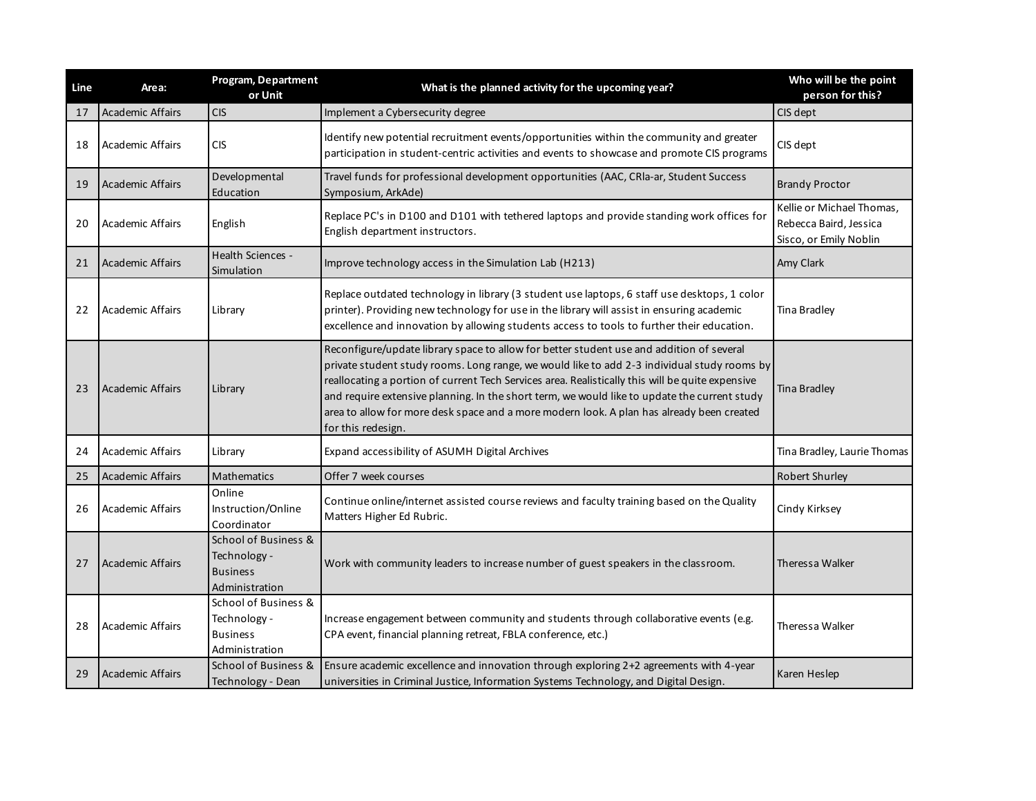| Line | Area: | Program, Department or Unit | What is the planned activity for the upcoming year? | Who will be the point person for this? |
|---|---|---|---|---|
| 17 | Academic Affairs | CIS | Implement a Cybersecurity degree | CIS dept |
| 18 | Academic Affairs | CIS | Identify new potential recruitment events/opportunities within the community and greater participation in student-centric activities and events to showcase and promote CIS programs | CIS dept |
| 19 | Academic Affairs | Developmental Education | Travel funds for professional development opportunities (AAC, CRla-ar, Student Success Symposium, ArkAde) | Brandy Proctor |
| 20 | Academic Affairs | English | Replace PC's in D100 and D101 with tethered laptops and provide standing work offices for English department instructors. | Kellie or Michael Thomas, Rebecca Baird, Jessica Sisco, or Emily Noblin |
| 21 | Academic Affairs | Health Sciences - Simulation | Improve technology access in the Simulation Lab (H213) | Amy Clark |
| 22 | Academic Affairs | Library | Replace outdated technology in library (3 student use laptops, 6 staff use desktops, 1 color printer). Providing new technology for use in the library will assist in ensuring academic excellence and innovation by allowing students access to tools to further their education. | Tina Bradley |
| 23 | Academic Affairs | Library | Reconfigure/update library space to allow for better student use and addition of several private student study rooms. Long range, we would like to add 2-3 individual study rooms by reallocating a portion of current Tech Services area. Realistically this will be quite expensive and require extensive planning. In the short term, we would like to update the current study area to allow for more desk space and a more modern look. A plan has already been created for this redesign. | Tina Bradley |
| 24 | Academic Affairs | Library | Expand accessibility of ASUMH Digital Archives | Tina Bradley, Laurie Thomas |
| 25 | Academic Affairs | Mathematics | Offer 7 week courses | Robert Shurley |
| 26 | Academic Affairs | Online Instruction/Online Coordinator | Continue online/internet assisted course reviews and faculty training based on the Quality Matters Higher Ed Rubric. | Cindy Kirksey |
| 27 | Academic Affairs | School of Business & Technology - Business Administration | Work with community leaders to increase number of guest speakers in the classroom. | Theressa Walker |
| 28 | Academic Affairs | School of Business & Technology - Business Administration | Increase engagement between community and students through collaborative events (e.g. CPA event, financial planning retreat, FBLA conference, etc.) | Theressa Walker |
| 29 | Academic Affairs | School of Business & Technology - Dean | Ensure academic excellence and innovation through exploring 2+2 agreements with 4-year universities in Criminal Justice, Information Systems Technology, and Digital Design. | Karen Heslep |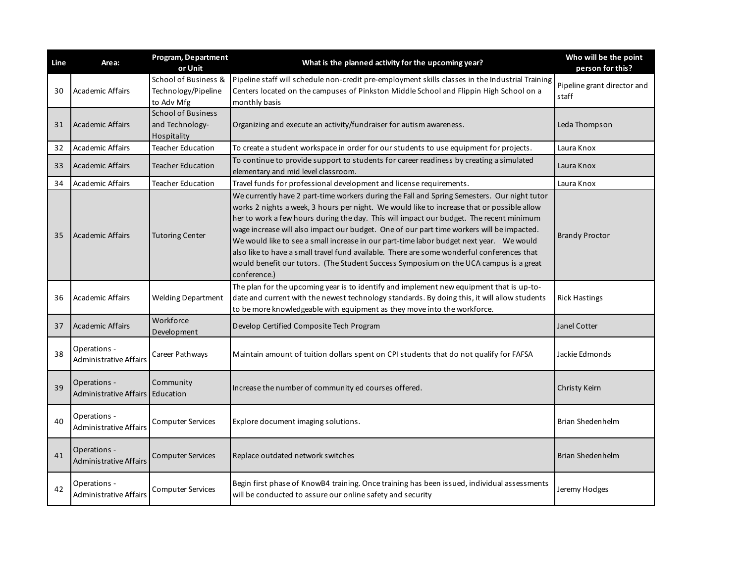| Line | Area: | Program, Department or Unit | What is the planned activity for the upcoming year? | Who will be the point person for this? |
|---|---|---|---|---|
| 30 | Academic Affairs | School of Business & Technology/Pipeline to Adv Mfg | Pipeline staff will schedule non-credit pre-employment skills classes in the Industrial Training Centers located on the campuses of Pinkston Middle School and Flippin High School on a monthly basis | Pipeline grant director and staff |
| 31 | Academic Affairs | School of Business and Technology-Hospitality | Organizing and execute an activity/fundraiser for autism awareness. | Leda Thompson |
| 32 | Academic Affairs | Teacher Education | To create a student workspace in order for our students to use equipment for projects. | Laura Knox |
| 33 | Academic Affairs | Teacher Education | To continue to provide support to students for career readiness by creating a simulated elementary and mid level classroom. | Laura Knox |
| 34 | Academic Affairs | Teacher Education | Travel funds for professional development and license requirements. | Laura Knox |
| 35 | Academic Affairs | Tutoring Center | We currently have 2 part-time workers during the Fall and Spring Semesters. Our night tutor works 2 nights a week, 3 hours per night. We would like to increase that or possible allow her to work a few hours during the day. This will impact our budget. The recent minimum wage increase will also impact our budget. One of our part time workers will be impacted. We would like to see a small increase in our part-time labor budget next year. We would also like to have a small travel fund available. There are some wonderful conferences that would benefit our tutors. (The Student Success Symposium on the UCA campus is a great conference.) | Brandy Proctor |
| 36 | Academic Affairs | Welding Department | The plan for the upcoming year is to identify and implement new equipment that is up-to-date and current with the newest technology standards. By doing this, it will allow students to be more knowledgeable with equipment as they move into the workforce. | Rick Hastings |
| 37 | Academic Affairs | Workforce Development | Develop Certified Composite Tech Program | Janel Cotter |
| 38 | Operations - Administrative Affairs | Career Pathways | Maintain amount of tuition dollars spent on CPI students that do not qualify for FAFSA | Jackie Edmonds |
| 39 | Operations - Administrative Affairs | Community Education | Increase the number of community ed courses offered. | Christy Keirn |
| 40 | Operations - Administrative Affairs | Computer Services | Explore document imaging solutions. | Brian Shedenhelm |
| 41 | Operations - Administrative Affairs | Computer Services | Replace outdated network switches | Brian Shedenhelm |
| 42 | Operations - Administrative Affairs | Computer Services | Begin first phase of KnowB4 training. Once training has been issued, individual assessments will be conducted to assure our online safety and security | Jeremy Hodges |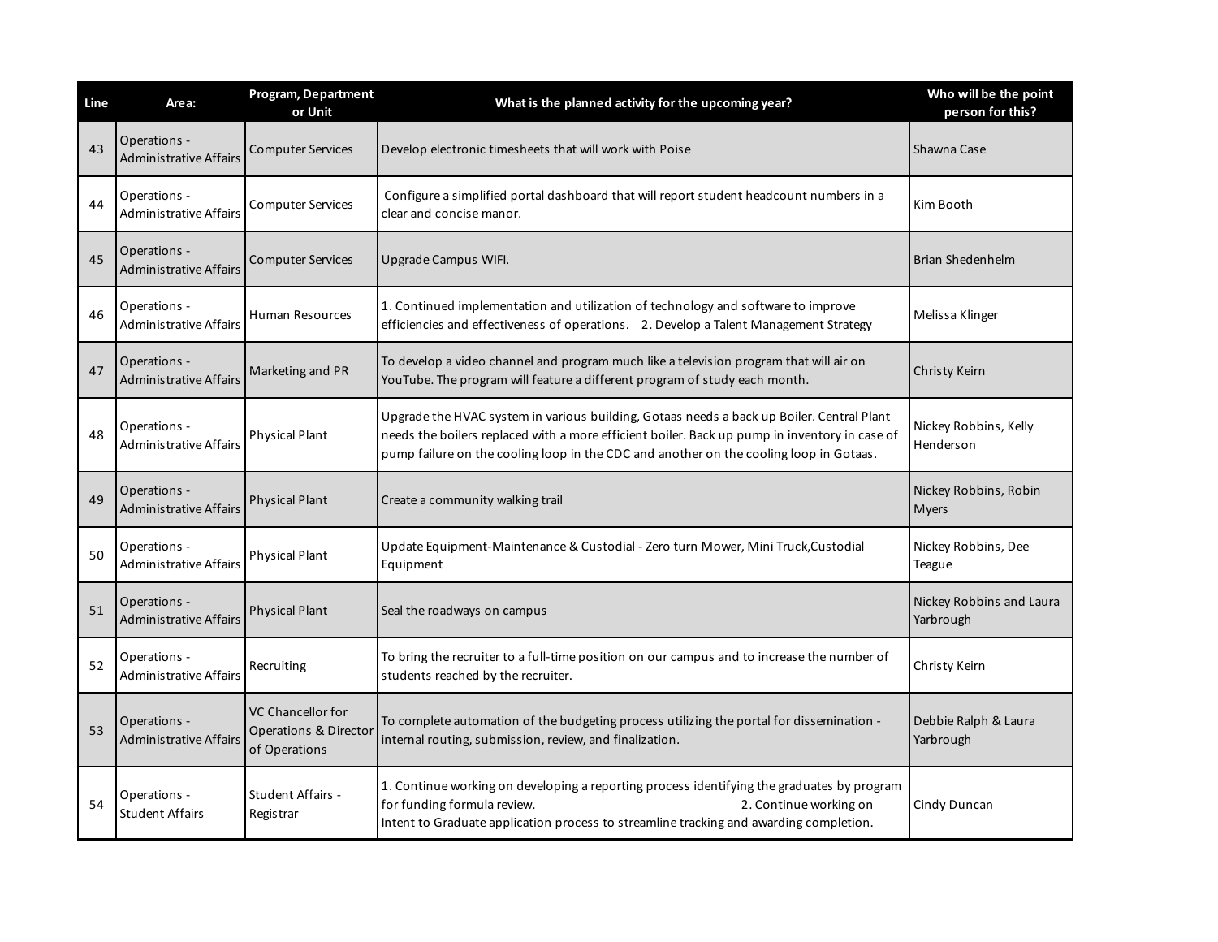| Line | Area: | Program, Department or Unit | What is the planned activity for the upcoming year? | Who will be the point person for this? |
|---|---|---|---|---|
| 43 | Operations - Administrative Affairs | Computer Services | Develop electronic timesheets that will work with Poise | Shawna Case |
| 44 | Operations - Administrative Affairs | Computer Services | Configure a simplified portal dashboard that will report student headcount numbers in a clear and concise manor. | Kim Booth |
| 45 | Operations - Administrative Affairs | Computer Services | Upgrade Campus WIFI. | Brian Shedenhelm |
| 46 | Operations - Administrative Affairs | Human Resources | 1. Continued implementation and utilization of technology and software to improve efficiencies and effectiveness of operations. 2. Develop a Talent Management Strategy | Melissa Klinger |
| 47 | Operations - Administrative Affairs | Marketing and PR | To develop a video channel and program much like a television program that will air on YouTube. The program will feature a different program of study each month. | Christy Keirn |
| 48 | Operations - Administrative Affairs | Physical Plant | Upgrade the HVAC system in various building, Gotaas needs a back up Boiler. Central Plant needs the boilers replaced with a more efficient boiler. Back up pump in inventory in case of pump failure on the cooling loop in the CDC and another on the cooling loop in Gotaas. | Nickey Robbins, Kelly Henderson |
| 49 | Operations - Administrative Affairs | Physical Plant | Create a community walking trail | Nickey Robbins, Robin Myers |
| 50 | Operations - Administrative Affairs | Physical Plant | Update Equipment-Maintenance & Custodial - Zero turn Mower, Mini Truck,Custodial Equipment | Nickey Robbins, Dee Teague |
| 51 | Operations - Administrative Affairs | Physical Plant | Seal the roadways on campus | Nickey Robbins and Laura Yarbrough |
| 52 | Operations - Administrative Affairs | Recruiting | To bring the recruiter to a full-time position on our campus and to increase the number of students reached by the recruiter. | Christy Keirn |
| 53 | Operations - Administrative Affairs | VC Chancellor for Operations & Director of Operations | To complete automation of the budgeting process utilizing the portal for dissemination - internal routing, submission, review, and finalization. | Debbie Ralph & Laura Yarbrough |
| 54 | Operations - Student Affairs | Student Affairs - Registrar | 1. Continue working on developing a reporting process identifying the graduates by program for funding formula review. 2. Continue working on Intent to Graduate application process to streamline tracking and awarding completion. | Cindy Duncan |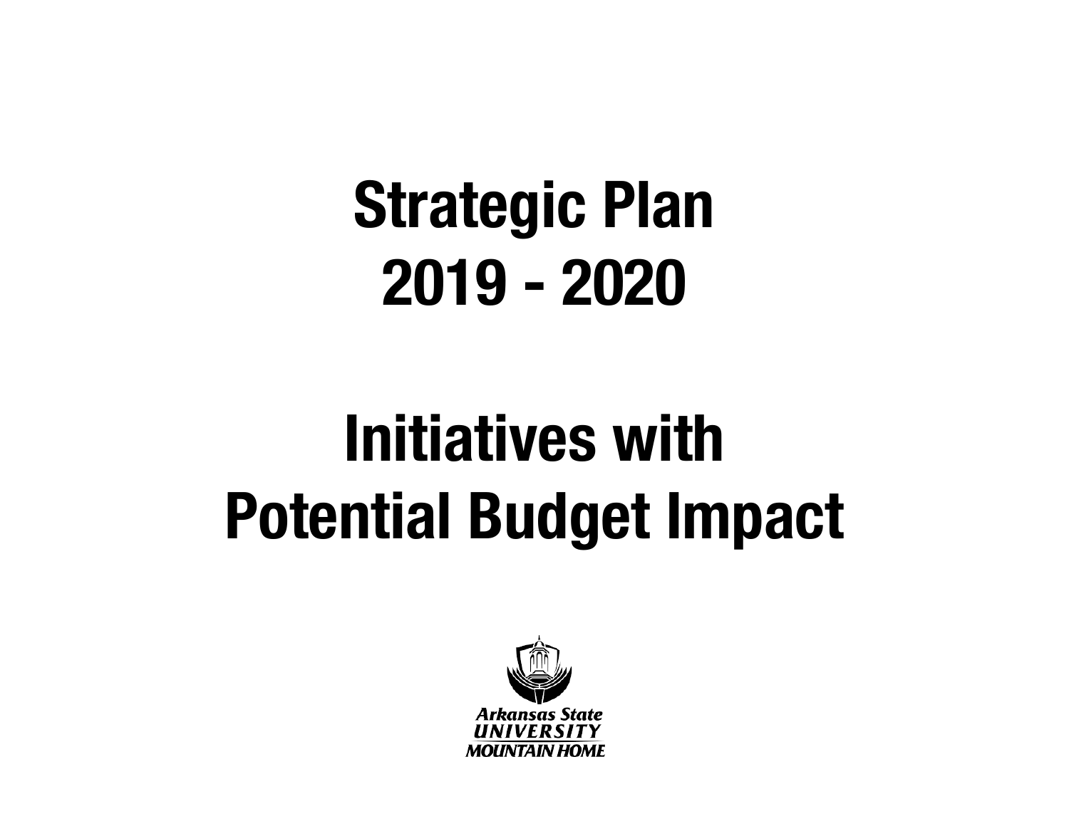# Strategic Plan
# 2019 - 2020

# Initiatives with
# Potential Budget Impact

Arkansas State
UNIVERSITY
MOUNTAIN HOME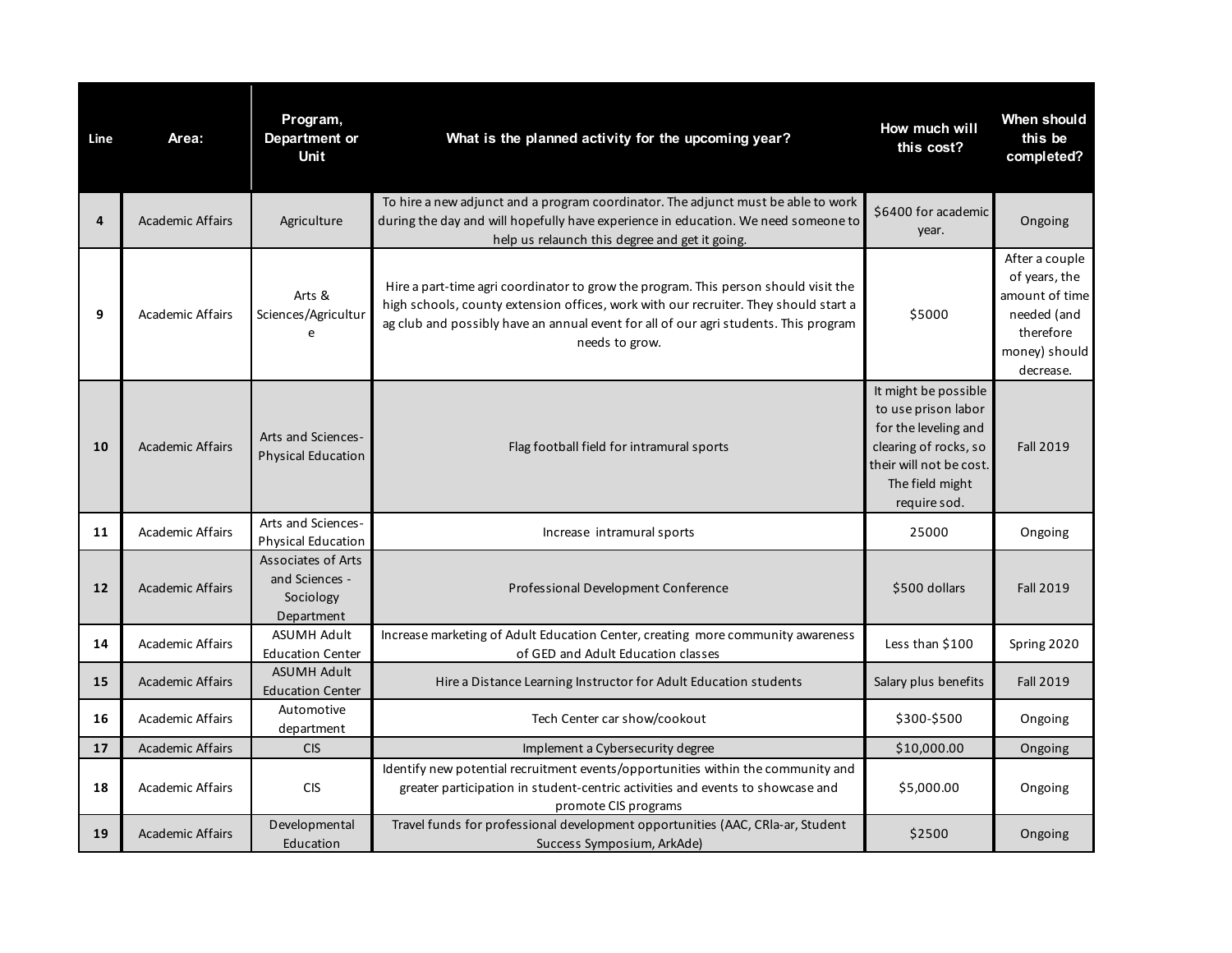| Line | Area: | Program, Department or Unit | What is the planned activity for the upcoming year? | How much will this cost? | When should this be completed? |
|---|---|---|---|---|---|
| 4 | Academic Affairs | Agriculture | To hire a new adjunct and a program coordinator. The adjunct must be able to work during the day and will hopefully have experience in education. We need someone to help us relaunch this degree and get it going. | $6400 for academic year. | Ongoing |
| 9 | Academic Affairs | Arts & Sciences/Agriculture | Hire a part-time agri coordinator to grow the program. This person should visit the high schools, county extension offices, work with our recruiter. They should start a ag club and possibly have an annual event for all of our agri students. This program needs to grow. | $5000 | After a couple of years, the amount of time needed (and therefore money) should decrease. |
| 10 | Academic Affairs | Arts and Sciences-Physical Education | Flag football field for intramural sports | It might be possible to use prison labor for the leveling and clearing of rocks, so their will not be cost. The field might require sod. | Fall 2019 |
| 11 | Academic Affairs | Arts and Sciences-Physical Education | Increase intramural sports | 25000 | Ongoing |
| 12 | Academic Affairs | Associates of Arts and Sciences - Sociology Department | Professional Development Conference | $500 dollars | Fall 2019 |
| 14 | Academic Affairs | ASUMH Adult Education Center | Increase marketing of Adult Education Center, creating more community awareness of GED and Adult Education classes | Less than $100 | Spring 2020 |
| 15 | Academic Affairs | ASUMH Adult Education Center | Hire a Distance Learning Instructor for Adult Education students | Salary plus benefits | Fall 2019 |
| 16 | Academic Affairs | Automotive department | Tech Center car show/cookout | $300-$500 | Ongoing |
| 17 | Academic Affairs | CIS | Implement a Cybersecurity degree | $10,000.00 | Ongoing |
| 18 | Academic Affairs | CIS | Identify new potential recruitment events/opportunities within the community and greater participation in student-centric activities and events to showcase and promote CIS programs | $5,000.00 | Ongoing |
| 19 | Academic Affairs | Developmental Education | Travel funds for professional development opportunities (AAC, CRla-ar, Student Success Symposium, ArkAde) | $2500 | Ongoing |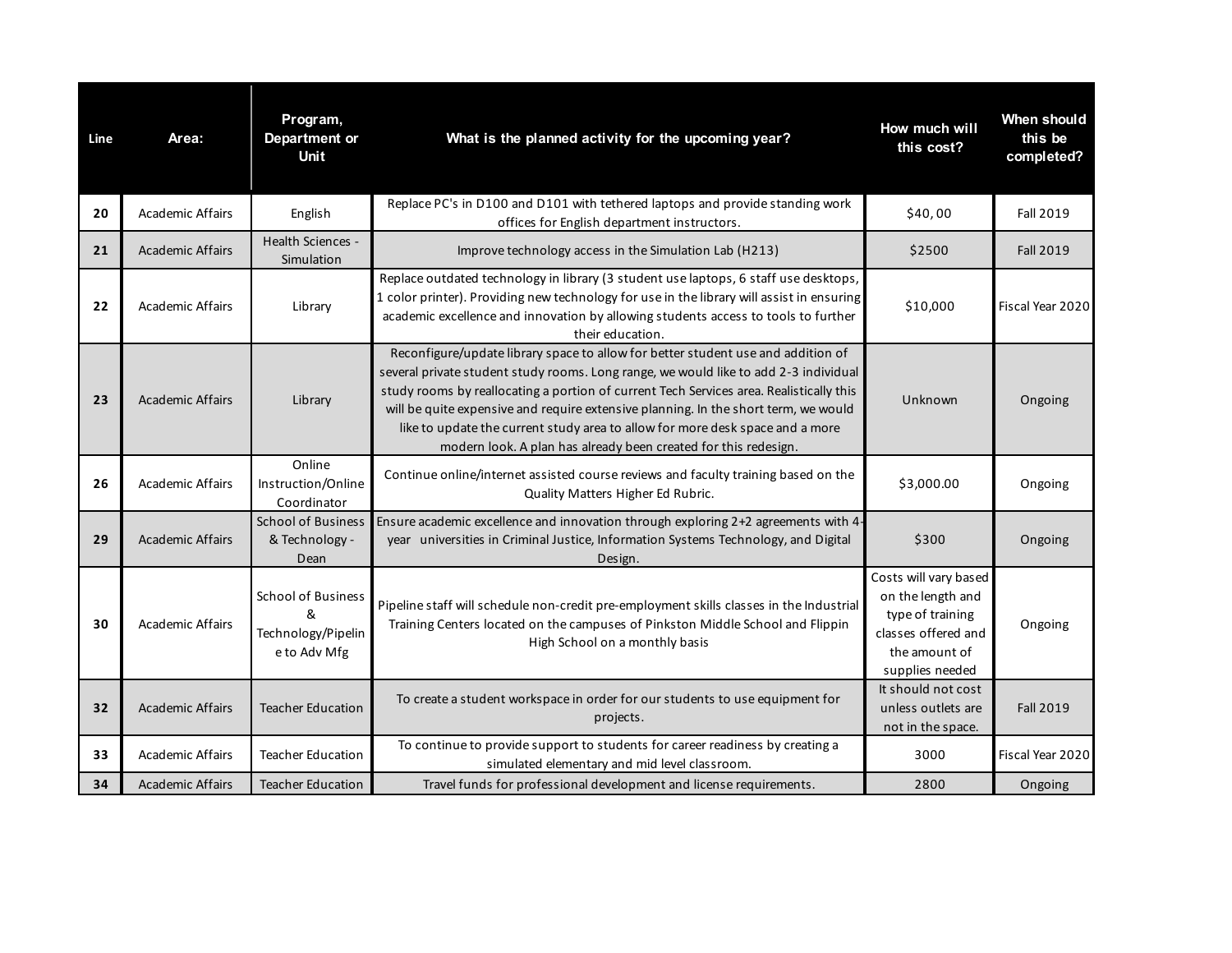| Line | Area: | Program, Department or Unit | What is the planned activity for the upcoming year? | How much will this cost? | When should this be completed? |
|---|---|---|---|---|---|
| 20 | Academic Affairs | English | Replace PC's in D100 and D101 with tethered laptops and provide standing work offices for English department instructors. | $40, 00 | Fall 2019 |
| 21 | Academic Affairs | Health Sciences - Simulation | Improve technology access in the Simulation Lab (H213) | $2500 | Fall 2019 |
| 22 | Academic Affairs | Library | Replace outdated technology in library (3 student use laptops, 6 staff use desktops, 1 color printer). Providing new technology for use in the library will assist in ensuring academic excellence and innovation by allowing students access to tools to further their education. | $10,000 | Fiscal Year 2020 |
| 23 | Academic Affairs | Library | Reconfigure/update library space to allow for better student use and addition of several private student study rooms. Long range, we would like to add 2-3 individual study rooms by reallocating a portion of current Tech Services area. Realistically this will be quite expensive and require extensive planning. In the short term, we would like to update the current study area to allow for more desk space and a more modern look. A plan has already been created for this redesign. | Unknown | Ongoing |
| 26 | Academic Affairs | Online Instruction/Online Coordinator | Continue online/internet assisted course reviews and faculty training based on the Quality Matters Higher Ed Rubric. | $3,000.00 | Ongoing |
| 29 | Academic Affairs | School of Business & Technology - Dean | Ensure academic excellence and innovation through exploring 2+2 agreements with 4-year universities in Criminal Justice, Information Systems Technology, and Digital Design. | $300 | Ongoing |
| 30 | Academic Affairs | School of Business & Technology/Pipeline to Adv Mfg | Pipeline staff will schedule non-credit pre-employment skills classes in the Industrial Training Centers located on the campuses of Pinkston Middle School and Flippin High School on a monthly basis | Costs will vary based on the length and type of training classes offered and the amount of supplies needed | Ongoing |
| 32 | Academic Affairs | Teacher Education | To create a student workspace in order for our students to use equipment for projects. | It should not cost unless outlets are not in the space. | Fall 2019 |
| 33 | Academic Affairs | Teacher Education | To continue to provide support to students for career readiness by creating a simulated elementary and mid level classroom. | 3000 | Fiscal Year 2020 |
| 34 | Academic Affairs | Teacher Education | Travel funds for professional development and license requirements. | 2800 | Ongoing |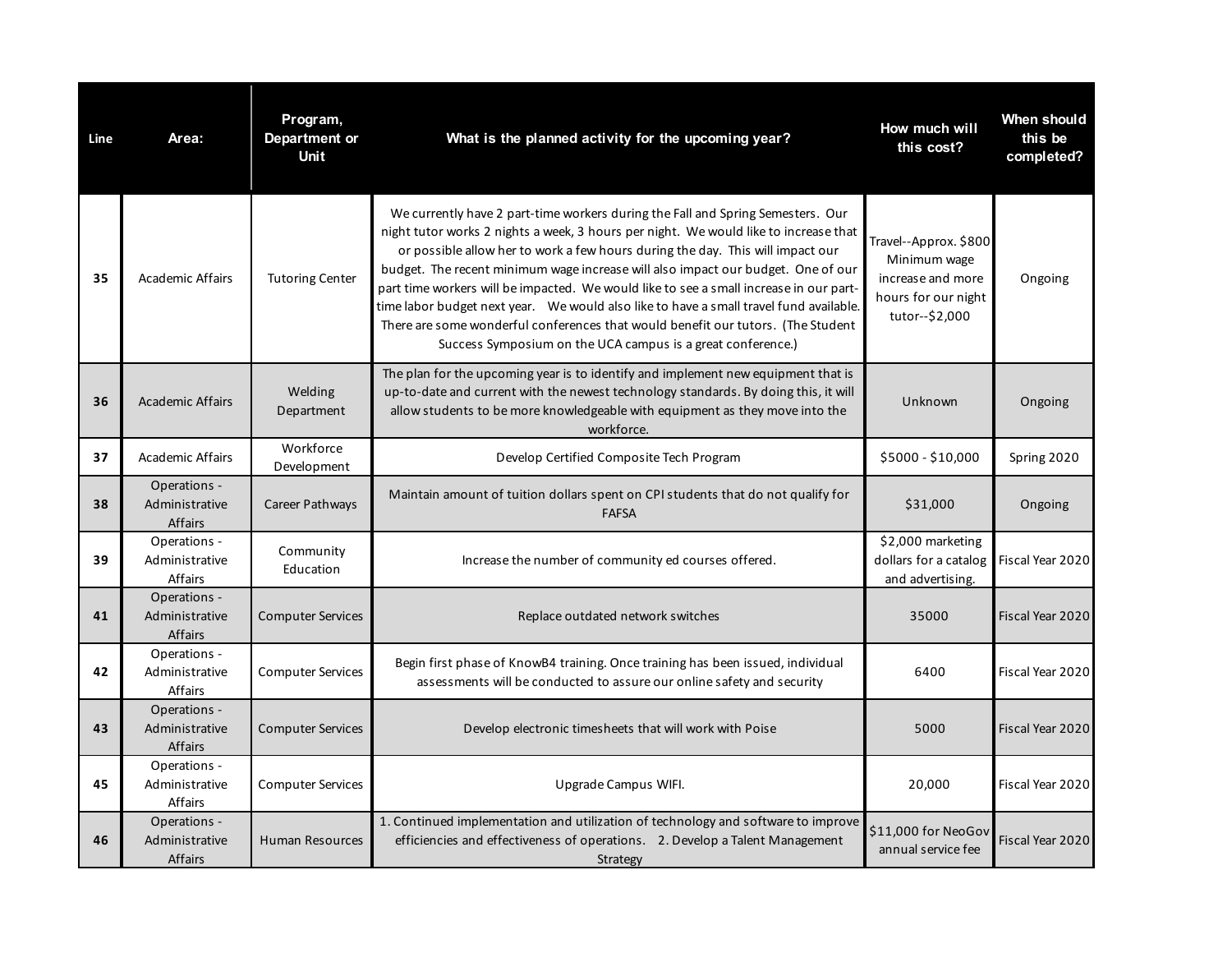| Line | Area: | Program, Department or Unit | What is the planned activity for the upcoming year? | How much will this cost? | When should this be completed? |
|---|---|---|---|---|---|
| 35 | Academic Affairs | Tutoring Center | We currently have 2 part-time workers during the Fall and Spring Semesters. Our night tutor works 2 nights a week, 3 hours per night. We would like to increase that or possible allow her to work a few hours during the day. This will impact our budget. The recent minimum wage increase will also impact our budget. One of our part time workers will be impacted. We would like to see a small increase in our part-time labor budget next year. We would also like to have a small travel fund available. There are some wonderful conferences that would benefit our tutors. (The Student Success Symposium on the UCA campus is a great conference.) | Travel--Approx. $800 Minimum wage increase and more hours for our night tutor--$2,000 | Ongoing |
| 36 | Academic Affairs | Welding Department | The plan for the upcoming year is to identify and implement new equipment that is up-to-date and current with the newest technology standards. By doing this, it will allow students to be more knowledgeable with equipment as they move into the workforce. | Unknown | Ongoing |
| 37 | Academic Affairs | Workforce Development | Develop Certified Composite Tech Program | $5000 - $10,000 | Spring 2020 |
| 38 | Operations - Administrative Affairs | Career Pathways | Maintain amount of tuition dollars spent on CPI students that do not qualify for FAFSA | $31,000 | Ongoing |
| 39 | Operations - Administrative Affairs | Community Education | Increase the number of community ed courses offered. | $2,000 marketing dollars for a catalog and advertising. | Fiscal Year 2020 |
| 41 | Operations - Administrative Affairs | Computer Services | Replace outdated network switches | 35000 | Fiscal Year 2020 |
| 42 | Operations - Administrative Affairs | Computer Services | Begin first phase of KnowB4 training. Once training has been issued, individual assessments will be conducted to assure our online safety and security | 6400 | Fiscal Year 2020 |
| 43 | Operations - Administrative Affairs | Computer Services | Develop electronic timesheets that will work with Poise | 5000 | Fiscal Year 2020 |
| 45 | Operations - Administrative Affairs | Computer Services | Upgrade Campus WIFI. | 20,000 | Fiscal Year 2020 |
| 46 | Operations - Administrative Affairs | Human Resources | 1. Continued implementation and utilization of technology and software to improve efficiencies and effectiveness of operations. 2. Develop a Talent Management Strategy | $11,000 for NeoGov annual service fee | Fiscal Year 2020 |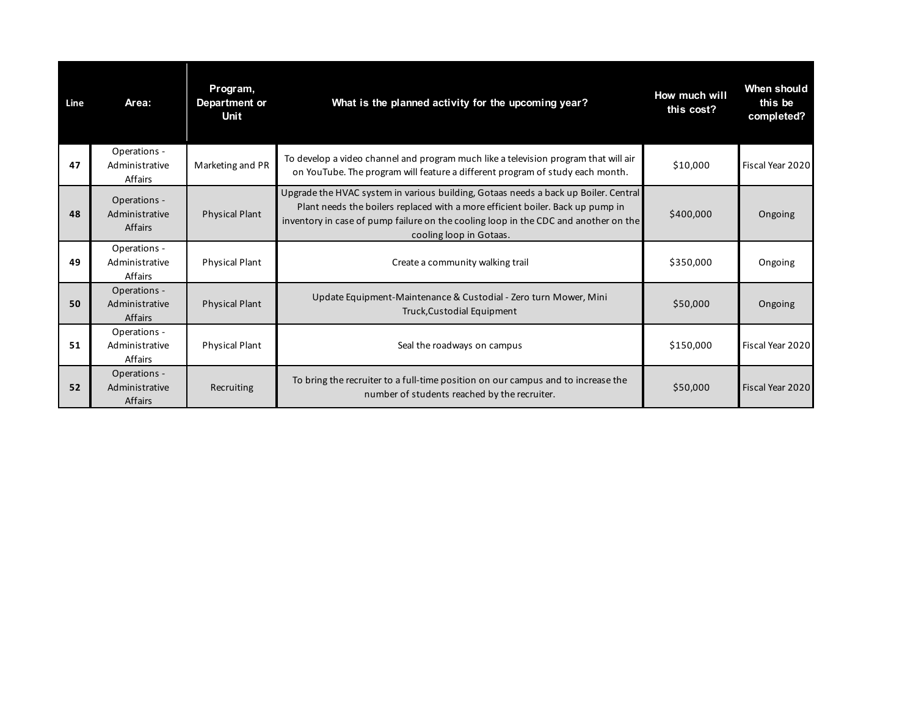| Line | Area: | Program, Department or Unit | What is the planned activity for the upcoming year? | How much will this cost? | When should this be completed? |
|---|---|---|---|---|---|
| 47 | Operations - Administrative Affairs | Marketing and PR | To develop a video channel and program much like a television program that will air on YouTube. The program will feature a different program of study each month. | $10,000 | Fiscal Year 2020 |
| 48 | Operations - Administrative Affairs | Physical Plant | Upgrade the HVAC system in various building, Gotaas needs a back up Boiler. Central Plant needs the boilers replaced with a more efficient boiler. Back up pump in inventory in case of pump failure on the cooling loop in the CDC and another on the cooling loop in Gotaas. | $400,000 | Ongoing |
| 49 | Operations - Administrative Affairs | Physical Plant | Create a community walking trail | $350,000 | Ongoing |
| 50 | Operations - Administrative Affairs | Physical Plant | Update Equipment-Maintenance & Custodial - Zero turn Mower, Mini Truck,Custodial Equipment | $50,000 | Ongoing |
| 51 | Operations - Administrative Affairs | Physical Plant | Seal the roadways on campus | $150,000 | Fiscal Year 2020 |
| 52 | Operations - Administrative Affairs | Recruiting | To bring the recruiter to a full-time position on our campus and to increase the number of students reached by the recruiter. | $50,000 | Fiscal Year 2020 |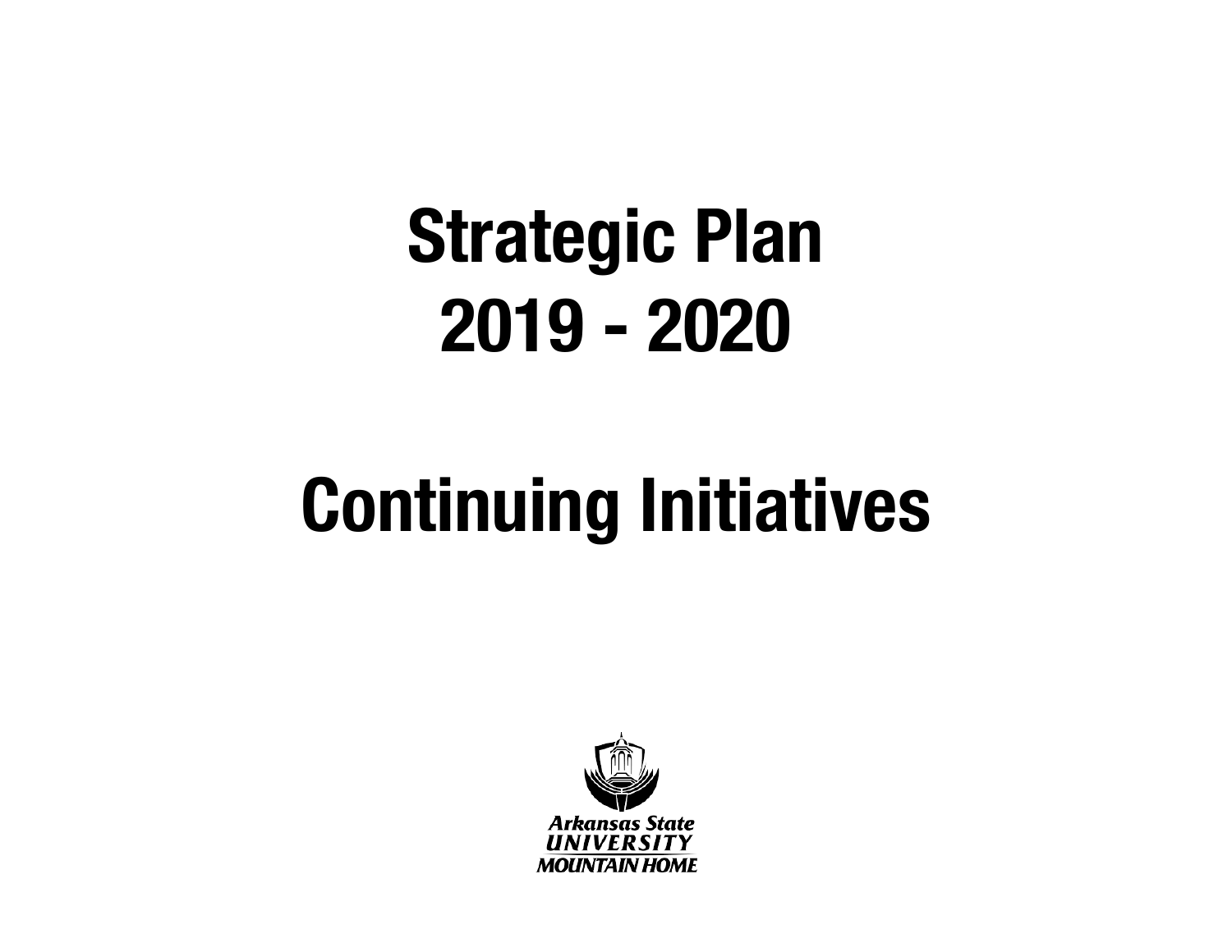# Strategic Plan
# 2019 - 2020

# Continuing Initiatives

Arkansas State
UNIVERSITY
MOUNTAIN HOME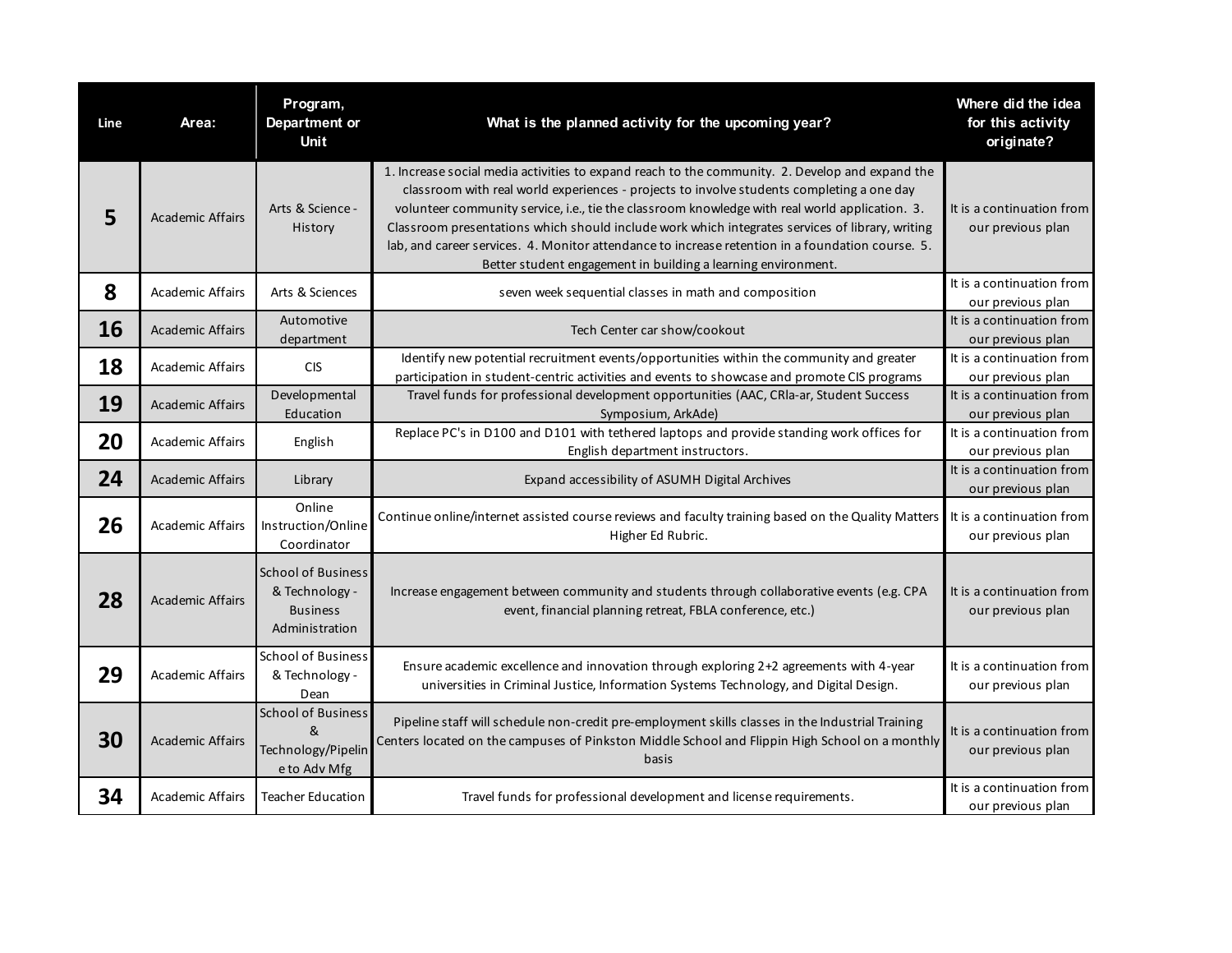| Line | Area: | Program, Department or Unit | What is the planned activity for the upcoming year? | Where did the idea for this activity originate? |
|---|---|---|---|---|
| 5 | Academic Affairs | Arts & Science - History | 1. Increase social media activities to expand reach to the community. 2. Develop and expand the classroom with real world experiences - projects to involve students completing a one day volunteer community service, i.e., tie the classroom knowledge with real world application. 3. Classroom presentations which should include work which integrates services of library, writing lab, and career services. 4. Monitor attendance to increase retention in a foundation course. 5. Better student engagement in building a learning environment. | It is a continuation from our previous plan |
| 8 | Academic Affairs | Arts & Sciences | seven week sequential classes in math and composition | It is a continuation from our previous plan |
| 16 | Academic Affairs | Automotive department | Tech Center car show/cookout | It is a continuation from our previous plan |
| 18 | Academic Affairs | CIS | Identify new potential recruitment events/opportunities within the community and greater participation in student-centric activities and events to showcase and promote CIS programs | It is a continuation from our previous plan |
| 19 | Academic Affairs | Developmental Education | Travel funds for professional development opportunities (AAC, CRla-ar, Student Success Symposium, ArkAde) | It is a continuation from our previous plan |
| 20 | Academic Affairs | English | Replace PC's in D100 and D101 with tethered laptops and provide standing work offices for English department instructors. | It is a continuation from our previous plan |
| 24 | Academic Affairs | Library | Expand accessibility of ASUMH Digital Archives | It is a continuation from our previous plan |
| 26 | Academic Affairs | Online Instruction/Online Coordinator | Continue online/internet assisted course reviews and faculty training based on the Quality Matters Higher Ed Rubric. | It is a continuation from our previous plan |
| 28 | Academic Affairs | School of Business & Technology - Business Administration | Increase engagement between community and students through collaborative events (e.g. CPA event, financial planning retreat, FBLA conference, etc.) | It is a continuation from our previous plan |
| 29 | Academic Affairs | School of Business & Technology - Dean | Ensure academic excellence and innovation through exploring 2+2 agreements with 4-year universities in Criminal Justice, Information Systems Technology, and Digital Design. | It is a continuation from our previous plan |
| 30 | Academic Affairs | School of Business & Technology/Pipeline to Adv Mfg | Pipeline staff will schedule non-credit pre-employment skills classes in the Industrial Training Centers located on the campuses of Pinkston Middle School and Flippin High School on a monthly basis | It is a continuation from our previous plan |
| 34 | Academic Affairs | Teacher Education | Travel funds for professional development and license requirements. | It is a continuation from our previous plan |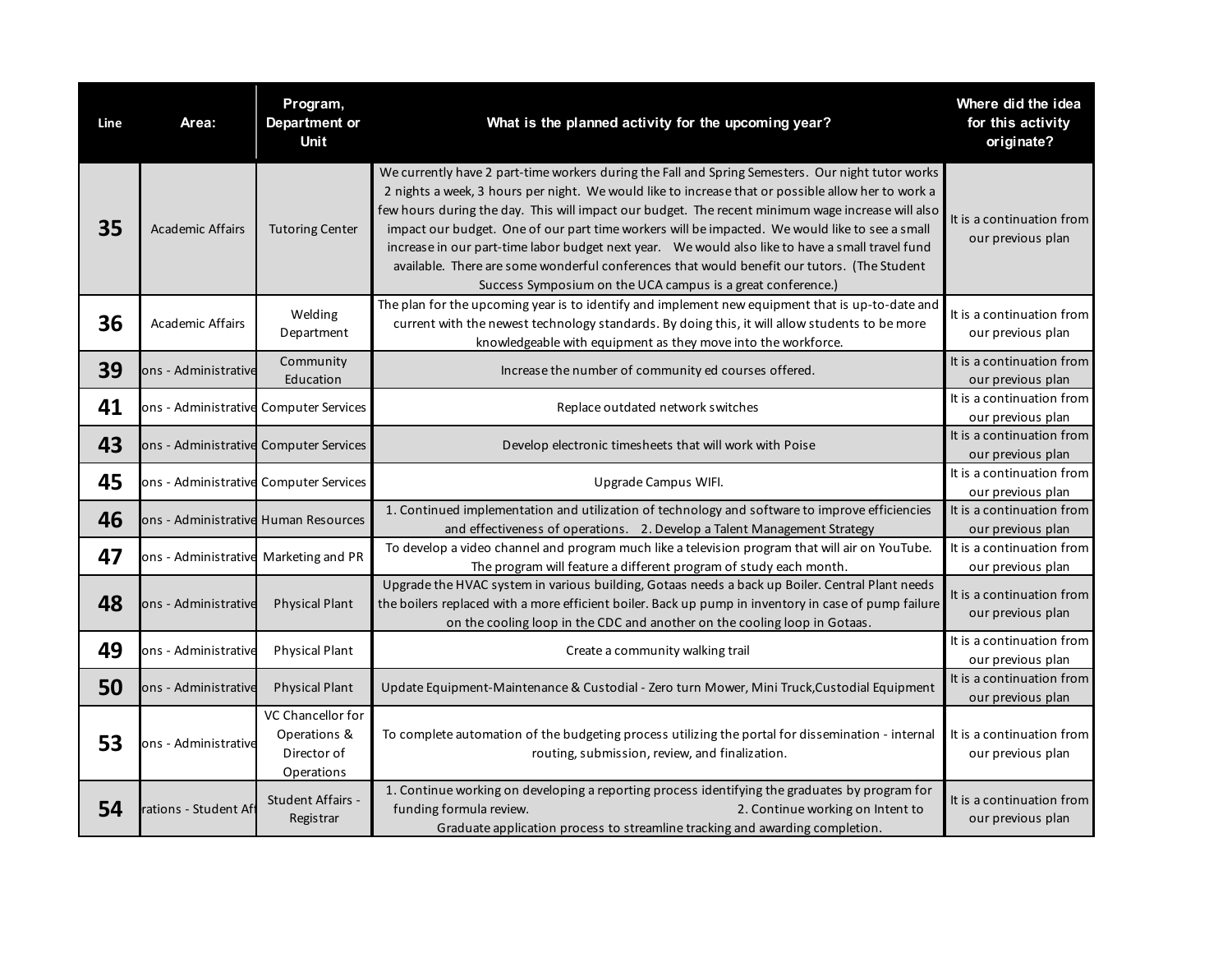| Line | Area: | Program, Department or Unit | What is the planned activity for the upcoming year? | Where did the idea for this activity originate? |
|---|---|---|---|---|
| 35 | Academic Affairs | Tutoring Center | We currently have 2 part-time workers during the Fall and Spring Semesters. Our night tutor works 2 nights a week, 3 hours per night. We would like to increase that or possible allow her to work a few hours during the day. This will impact our budget. The recent minimum wage increase will also impact our budget. One of our part time workers will be impacted. We would like to see a small increase in our part-time labor budget next year. We would also like to have a small travel fund available. There are some wonderful conferences that would benefit our tutors. (The Student Success Symposium on the UCA campus is a great conference.) | It is a continuation from our previous plan |
| 36 | Academic Affairs | Welding Department | The plan for the upcoming year is to identify and implement new equipment that is up-to-date and current with the newest technology standards. By doing this, it will allow students to be more knowledgeable with equipment as they move into the workforce. | It is a continuation from our previous plan |
| 39 | ons - Administrative | Community Education | Increase the number of community ed courses offered. | It is a continuation from our previous plan |
| 41 | ons - Administrative | Computer Services | Replace outdated network switches | It is a continuation from our previous plan |
| 43 | ons - Administrative | Computer Services | Develop electronic timesheets that will work with Poise | It is a continuation from our previous plan |
| 45 | ons - Administrative | Computer Services | Upgrade Campus WIFI. | It is a continuation from our previous plan |
| 46 | ons - Administrative | Human Resources | 1. Continued implementation and utilization of technology and software to improve efficiencies and effectiveness of operations. 2. Develop a Talent Management Strategy | It is a continuation from our previous plan |
| 47 | ons - Administrative | Marketing and PR | To develop a video channel and program much like a television program that will air on YouTube. The program will feature a different program of study each month. | It is a continuation from our previous plan |
| 48 | ons - Administrative | Physical Plant | Upgrade the HVAC system in various building, Gotaas needs a back up Boiler. Central Plant needs the boilers replaced with a more efficient boiler. Back up pump in inventory in case of pump failure on the cooling loop in the CDC and another on the cooling loop in Gotaas. | It is a continuation from our previous plan |
| 49 | ons - Administrative | Physical Plant | Create a community walking trail | It is a continuation from our previous plan |
| 50 | ons - Administrative | Physical Plant | Update Equipment-Maintenance & Custodial - Zero turn Mower, Mini Truck,Custodial Equipment | It is a continuation from our previous plan |
| 53 | ons - Administrative | VC Chancellor for Operations & Director of Operations | To complete automation of the budgeting process utilizing the portal for dissemination - internal routing, submission, review, and finalization. | It is a continuation from our previous plan |
| 54 | rations - Student Aff | Student Affairs - Registrar | 1. Continue working on developing a reporting process identifying the graduates by program for funding formula review. 2. Continue working on Intent to Graduate application process to streamline tracking and awarding completion. | It is a continuation from our previous plan |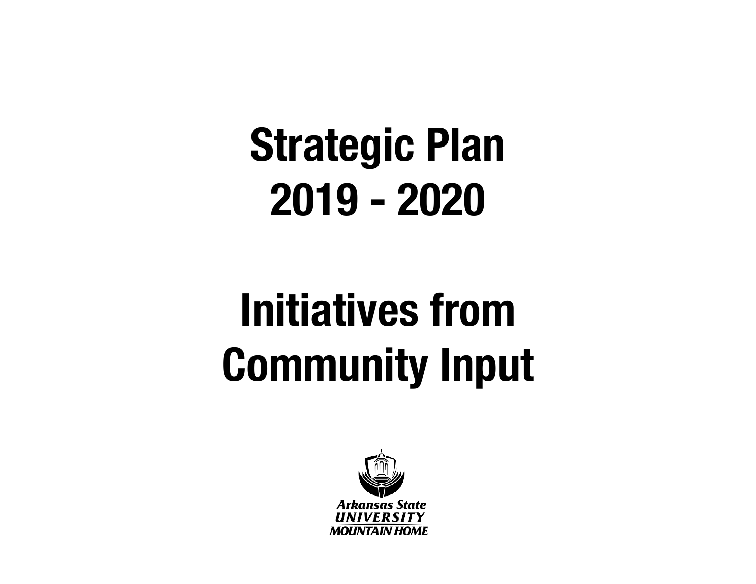# Strategic Plan
# 2019 - 2020

# Initiatives from
# Community Input

Arkansas State
UNIVERSITY
MOUNTAIN HOME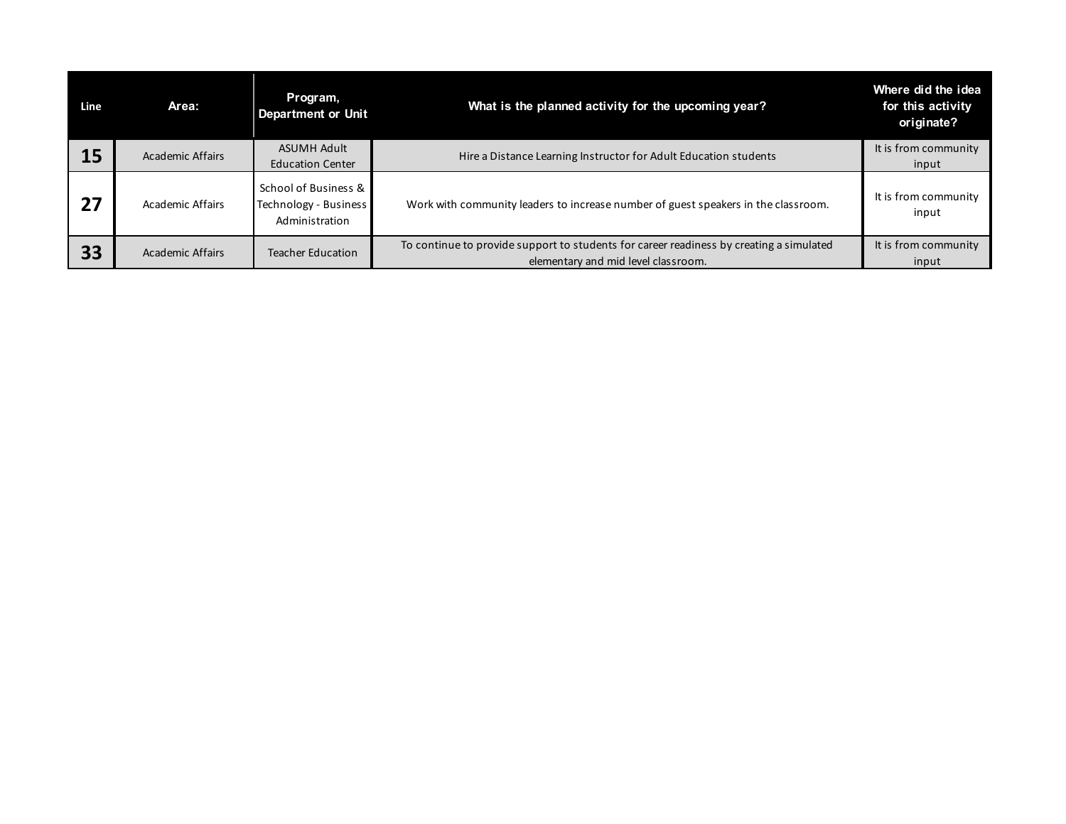| Line | Area: | Program, Department or Unit | What is the planned activity for the upcoming year? | Where did the idea for this activity originate? |
|---|---|---|---|---|
| 15 | Academic Affairs | ASUMH Adult Education Center | Hire a Distance Learning Instructor for Adult Education students | It is from community input |
| 27 | Academic Affairs | School of Business & Technology - Business Administration | Work with community leaders to increase number of guest speakers in the classroom. | It is from community input |
| 33 | Academic Affairs | Teacher Education | To continue to provide support to students for career readiness by creating a simulated elementary and mid level classroom. | It is from community input |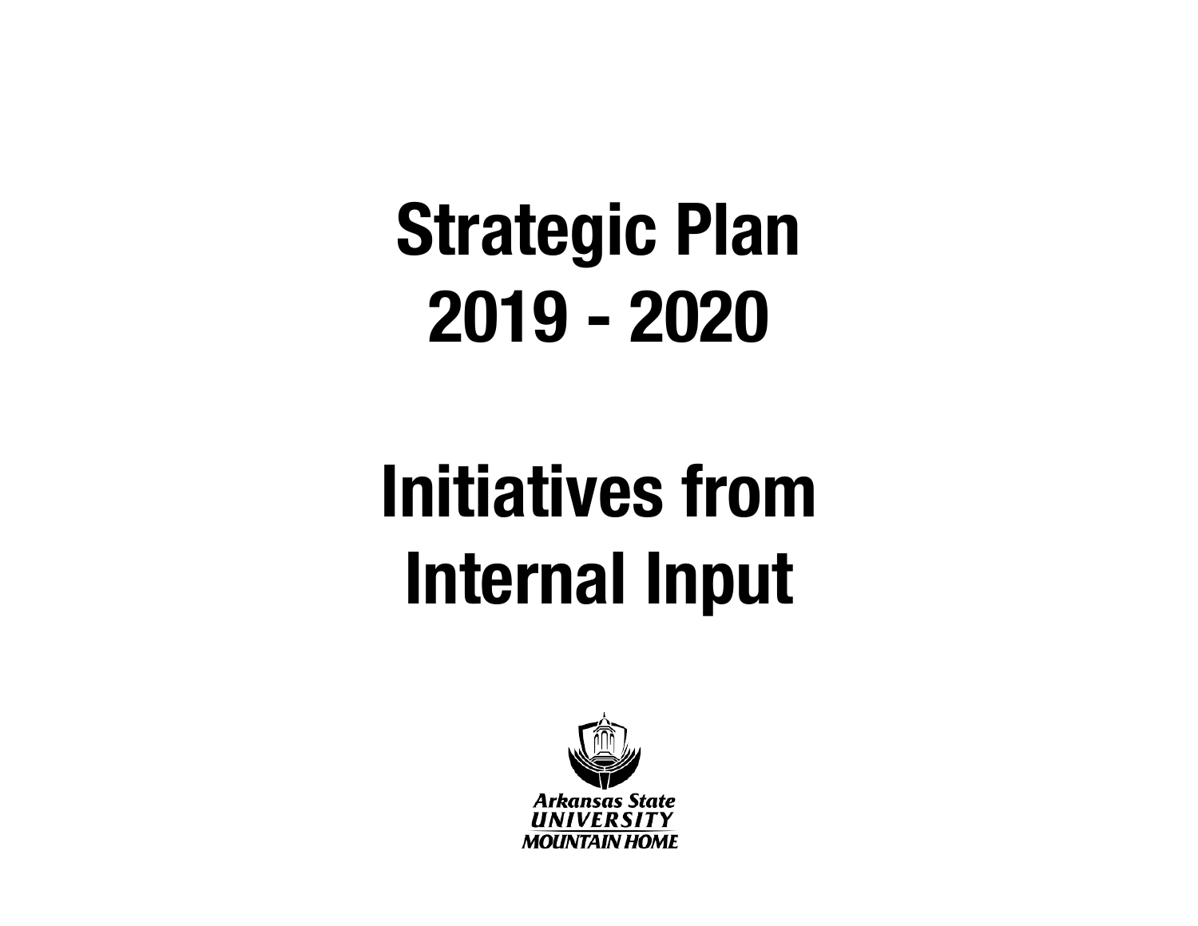# Strategic Plan
# 2019 - 2020

# Initiatives from Internal Input

Arkansas State
UNIVERSITY
MOUNTAIN HOME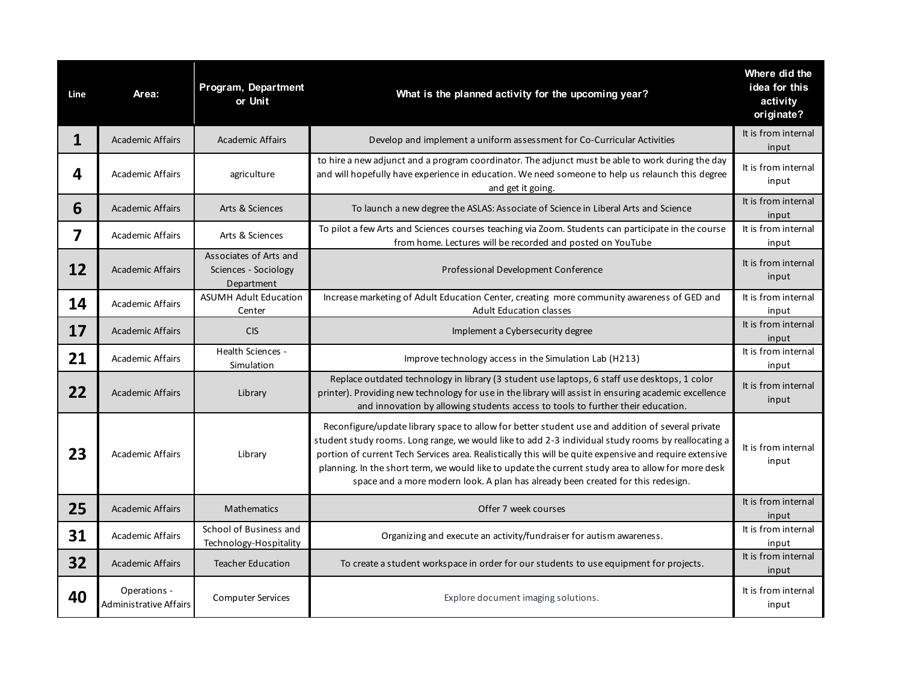| Line | Area: | Program, Department or Unit | What is the planned activity for the upcoming year? | Where did the idea for this activity originate? |
|---|---|---|---|---|
| 1 | Academic Affairs | Academic Affairs | Develop and implement a uniform assessment for Co-Curricular Activities | It is from internal input |
| 4 | Academic Affairs | agriculture | to hire a new adjunct and a program coordinator. The adjunct must be able to work during the day and will hopefully have experience in education. We need someone to help us relaunch this degree and get it going. | It is from internal input |
| 6 | Academic Affairs | Arts & Sciences | To launch a new degree the ASLAS: Associate of Science in Liberal Arts and Science | It is from internal input |
| 7 | Academic Affairs | Arts & Sciences | To pilot a few Arts and Sciences courses teaching via Zoom. Students can participate in the course from home. Lectures will be recorded and posted on YouTube | It is from internal input |
| 12 | Academic Affairs | Associates of Arts and Sciences - Sociology Department | Professional Development Conference | It is from internal input |
| 14 | Academic Affairs | ASUMH Adult Education Center | Increase marketing of Adult Education Center, creating more community awareness of GED and Adult Education classes | It is from internal input |
| 17 | Academic Affairs | CIS | Implement a Cybersecurity degree | It is from internal input |
| 21 | Academic Affairs | Health Sciences - Simulation | Improve technology access in the Simulation Lab (H213) | It is from internal input |
| 22 | Academic Affairs | Library | Replace outdated technology in library (3 student use laptops, 6 staff use desktops, 1 color printer). Providing new technology for use in the library will assist in ensuring academic excellence and innovation by allowing students access to tools to further their education. | It is from internal input |
| 23 | Academic Affairs | Library | Reconfigure/update library space to allow for better student use and addition of several private student study rooms. Long range, we would like to add 2-3 individual study rooms by reallocating a portion of current Tech Services area. Realistically this will be quite expensive and require extensive planning. In the short term, we would like to update the current study area to allow for more desk space and a more modern look. A plan has already been created for this redesign. | It is from internal input |
| 25 | Academic Affairs | Mathematics | Offer 7 week courses | It is from internal input |
| 31 | Academic Affairs | School of Business and Technology-Hospitality | Organizing and execute an activity/fundraiser for autism awareness. | It is from internal input |
| 32 | Academic Affairs | Teacher Education | To create a student workspace in order for our students to use equipment for projects. | It is from internal input |
| 40 | Operations - Administrative Affairs | Computer Services | Explore document imaging solutions. | It is from internal input |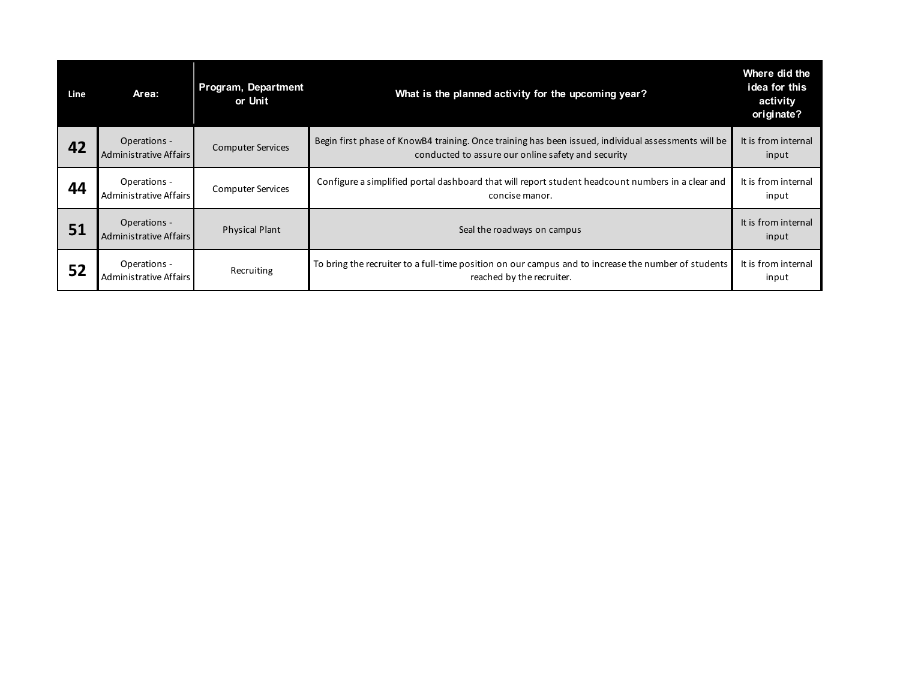| Line | Area: | Program, Department or Unit | What is the planned activity for the upcoming year? | Where did the idea for this activity originate? |
|---|---|---|---|---|
| **42** | Operations - Administrative Affairs | Computer Services | Begin first phase of KnowB4 training. Once training has been issued, individual assessments will be conducted to assure our online safety and security | It is from internal input |
| **44** | Operations - Administrative Affairs | Computer Services | Configure a simplified portal dashboard that will report student headcount numbers in a clear and concise manor. | It is from internal input |
| **51** | Operations - Administrative Affairs | Physical Plant | Seal the roadways on campus | It is from internal input |
| **52** | Operations - Administrative Affairs | Recruiting | To bring the recruiter to a full-time position on our campus and to increase the number of students reached by the recruiter. | It is from internal input |